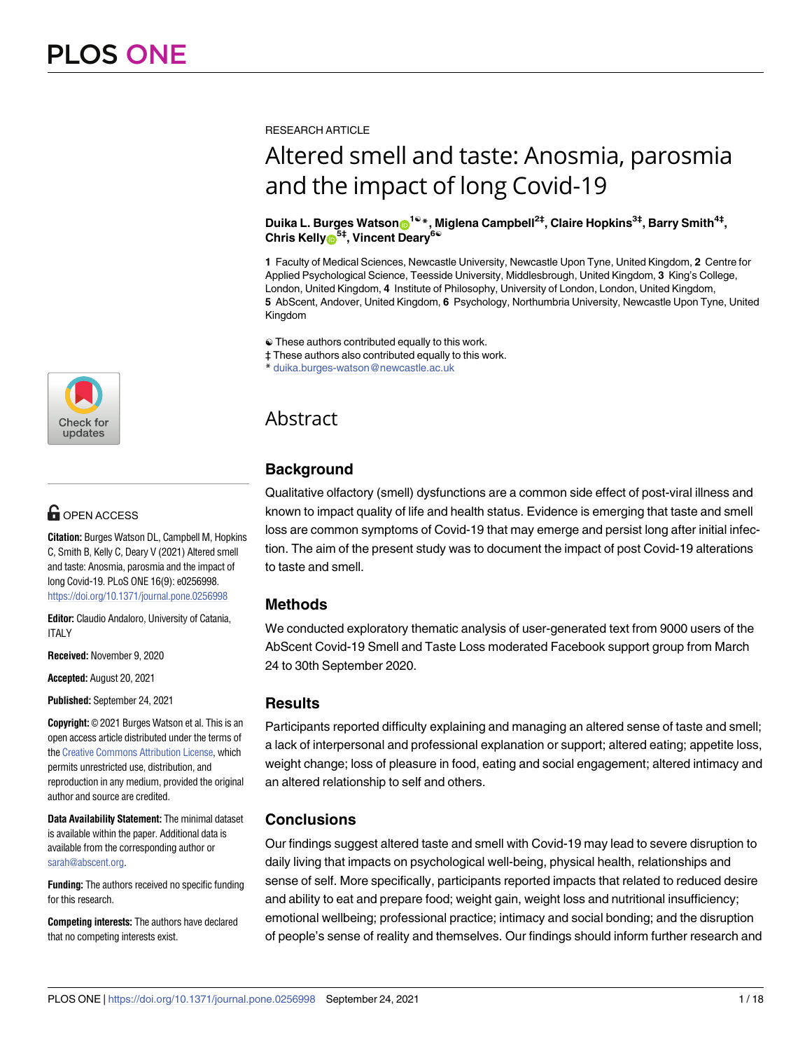RESEARCH ARTICLE

# Altered smell and taste: Anosmia, parosmia and the impact of long Covid-19

**Duika L. Burges Watson[1☯*], Miglena Campbell[2‡], Claire Hopkins[3‡], Barry Smith[4‡], Chris Kelly[5‡], Vincent Deary[6☯]**

**1** Faculty of Medical Sciences, Newcastle University, Newcastle Upon Tyne, United Kingdom, **2** Centre for Applied Psychological Science, Teesside University, Middlesbrough, United Kingdom, **3** King's College, London, United Kingdom, **4** Institute of Philosophy, University of London, London, United Kingdom, **5** AbScent, Andover, United Kingdom, **6** Psychology, Northumbria University, Newcastle Upon Tyne, United Kingdom

☯ These authors contributed equally to this work.
‡ These authors also contributed equally to this work.
* duika.burges-watson@newcastle.ac.uk

OPEN ACCESS

**Citation:** Burges Watson DL, Campbell M, Hopkins C, Smith B, Kelly C, Deary V (2021) Altered smell and taste: Anosmia, parosmia and the impact of long Covid-19. PLoS ONE 16(9): e0256998. https://doi.org/10.1371/journal.pone.0256998

**Editor:** Claudio Andaloro, University of Catania, ITALY

**Received:** November 9, 2020

**Accepted:** August 20, 2021

**Published:** September 24, 2021

**Copyright:** © 2021 Burges Watson et al. This is an open access article distributed under the terms of the Creative Commons Attribution License, which permits unrestricted use, distribution, and reproduction in any medium, provided the original author and source are credited.

**Data Availability Statement:** The minimal dataset is available within the paper. Additional data is available from the corresponding author or sarah@abscent.org.

**Funding:** The authors received no specific funding for this research.

**Competing interests:** The authors have declared that no competing interests exist.

## Abstract

### Background

Qualitative olfactory (smell) dysfunctions are a common side effect of post-viral illness and known to impact quality of life and health status. Evidence is emerging that taste and smell loss are common symptoms of Covid-19 that may emerge and persist long after initial infection. The aim of the present study was to document the impact of post Covid-19 alterations to taste and smell.

### Methods

We conducted exploratory thematic analysis of user-generated text from 9000 users of the AbScent Covid-19 Smell and Taste Loss moderated Facebook support group from March 24 to 30th September 2020.

### Results

Participants reported difficulty explaining and managing an altered sense of taste and smell; a lack of interpersonal and professional explanation or support; altered eating; appetite loss, weight change; loss of pleasure in food, eating and social engagement; altered intimacy and an altered relationship to self and others.

### Conclusions

Our findings suggest altered taste and smell with Covid-19 may lead to severe disruption to daily living that impacts on psychological well-being, physical health, relationships and sense of self. More specifically, participants reported impacts that related to reduced desire and ability to eat and prepare food; weight gain, weight loss and nutritional insufficiency; emotional wellbeing; professional practice; intimacy and social bonding; and the disruption of people's sense of reality and themselves. Our findings should inform further research and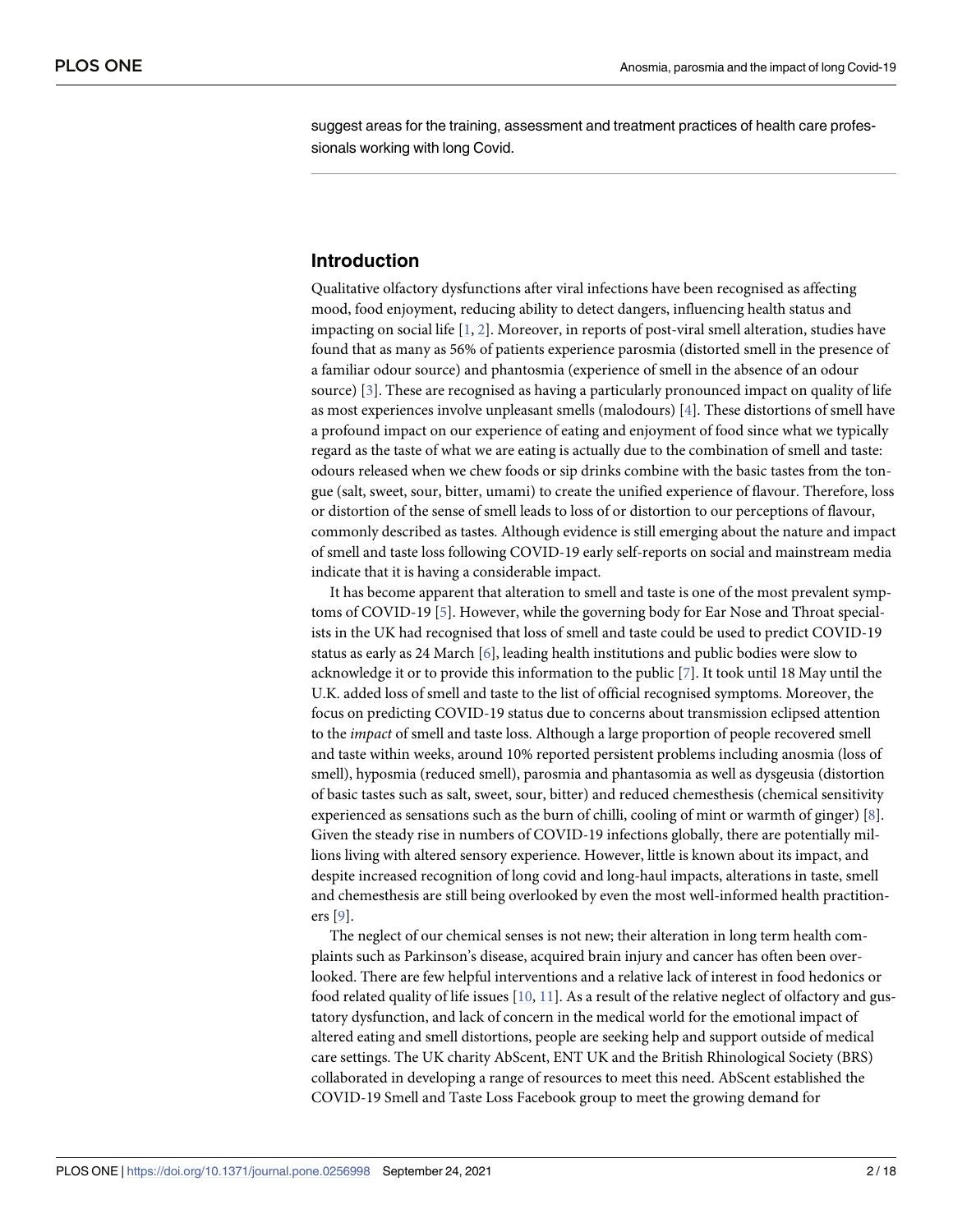suggest areas for the training, assessment and treatment practices of health care professionals working with long Covid.

## Introduction

Qualitative olfactory dysfunctions after viral infections have been recognised as affecting mood, food enjoyment, reducing ability to detect dangers, influencing health status and impacting on social life [1, 2]. Moreover, in reports of post-viral smell alteration, studies have found that as many as 56% of patients experience parosmia (distorted smell in the presence of a familiar odour source) and phantosmia (experience of smell in the absence of an odour source) [3]. These are recognised as having a particularly pronounced impact on quality of life as most experiences involve unpleasant smells (malodours) [4]. These distortions of smell have a profound impact on our experience of eating and enjoyment of food since what we typically regard as the taste of what we are eating is actually due to the combination of smell and taste: odours released when we chew foods or sip drinks combine with the basic tastes from the tongue (salt, sweet, sour, bitter, umami) to create the unified experience of flavour. Therefore, loss or distortion of the sense of smell leads to loss of or distortion to our perceptions of flavour, commonly described as tastes. Although evidence is still emerging about the nature and impact of smell and taste loss following COVID-19 early self-reports on social and mainstream media indicate that it is having a considerable impact.

It has become apparent that alteration to smell and taste is one of the most prevalent symptoms of COVID-19 [5]. However, while the governing body for Ear Nose and Throat specialists in the UK had recognised that loss of smell and taste could be used to predict COVID-19 status as early as 24 March [6], leading health institutions and public bodies were slow to acknowledge it or to provide this information to the public [7]. It took until 18 May until the U.K. added loss of smell and taste to the list of official recognised symptoms. Moreover, the focus on predicting COVID-19 status due to concerns about transmission eclipsed attention to the *impact* of smell and taste loss. Although a large proportion of people recovered smell and taste within weeks, around 10% reported persistent problems including anosmia (loss of smell), hyposmia (reduced smell), parosmia and phantasomia as well as dysgeusia (distortion of basic tastes such as salt, sweet, sour, bitter) and reduced chemesthesis (chemical sensitivity experienced as sensations such as the burn of chilli, cooling of mint or warmth of ginger) [8]. Given the steady rise in numbers of COVID-19 infections globally, there are potentially millions living with altered sensory experience. However, little is known about its impact, and despite increased recognition of long covid and long-haul impacts, alterations in taste, smell and chemesthesis are still being overlooked by even the most well-informed health practitioners [9].

The neglect of our chemical senses is not new; their alteration in long term health complaints such as Parkinson's disease, acquired brain injury and cancer has often been overlooked. There are few helpful interventions and a relative lack of interest in food hedonics or food related quality of life issues [10, 11]. As a result of the relative neglect of olfactory and gustatory dysfunction, and lack of concern in the medical world for the emotional impact of altered eating and smell distortions, people are seeking help and support outside of medical care settings. The UK charity AbScent, ENT UK and the British Rhinological Society (BRS) collaborated in developing a range of resources to meet this need. AbScent established the COVID-19 Smell and Taste Loss Facebook group to meet the growing demand for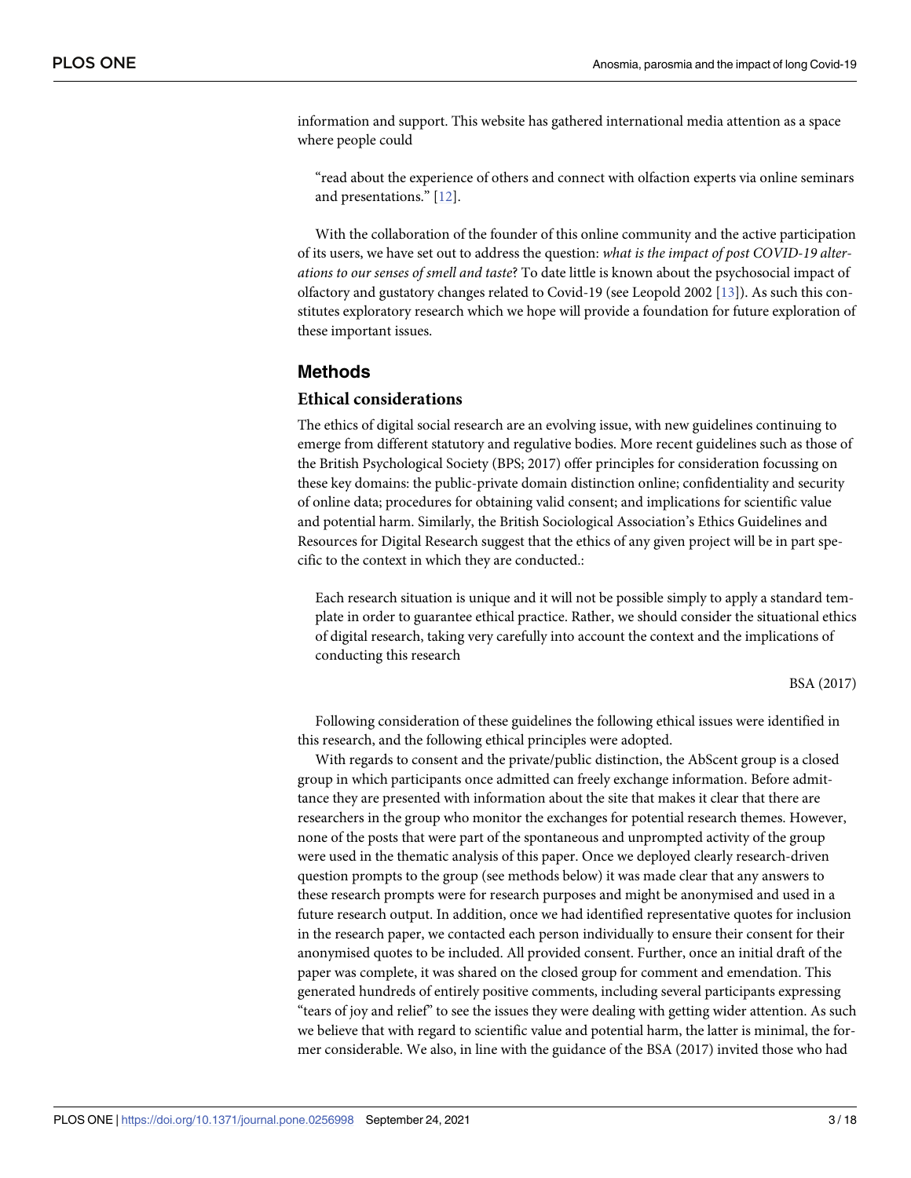information and support. This website has gathered international media attention as a space where people could

> "read about the experience of others and connect with olfaction experts via online seminars and presentations." [12].

With the collaboration of the founder of this online community and the active participation of its users, we have set out to address the question: *what is the impact of post COVID-19 alterations to our senses of smell and taste*? To date little is known about the psychosocial impact of olfactory and gustatory changes related to Covid-19 (see Leopold 2002 [13]). As such this constitutes exploratory research which we hope will provide a foundation for future exploration of these important issues.

## Methods

### Ethical considerations

The ethics of digital social research are an evolving issue, with new guidelines continuing to emerge from different statutory and regulative bodies. More recent guidelines such as those of the British Psychological Society (BPS; 2017) offer principles for consideration focussing on these key domains: the public-private domain distinction online; confidentiality and security of online data; procedures for obtaining valid consent; and implications for scientific value and potential harm. Similarly, the British Sociological Association's Ethics Guidelines and Resources for Digital Research suggest that the ethics of any given project will be in part specific to the context in which they are conducted.:

> Each research situation is unique and it will not be possible simply to apply a standard template in order to guarantee ethical practice. Rather, we should consider the situational ethics of digital research, taking very carefully into account the context and the implications of conducting this research
>
> BSA (2017)

Following consideration of these guidelines the following ethical issues were identified in this research, and the following ethical principles were adopted.

With regards to consent and the private/public distinction, the AbScent group is a closed group in which participants once admitted can freely exchange information. Before admittance they are presented with information about the site that makes it clear that there are researchers in the group who monitor the exchanges for potential research themes. However, none of the posts that were part of the spontaneous and unprompted activity of the group were used in the thematic analysis of this paper. Once we deployed clearly research-driven question prompts to the group (see methods below) it was made clear that any answers to these research prompts were for research purposes and might be anonymised and used in a future research output. In addition, once we had identified representative quotes for inclusion in the research paper, we contacted each person individually to ensure their consent for their anonymised quotes to be included. All provided consent. Further, once an initial draft of the paper was complete, it was shared on the closed group for comment and emendation. This generated hundreds of entirely positive comments, including several participants expressing "tears of joy and relief" to see the issues they were dealing with getting wider attention. As such we believe that with regard to scientific value and potential harm, the latter is minimal, the former considerable. We also, in line with the guidance of the BSA (2017) invited those who had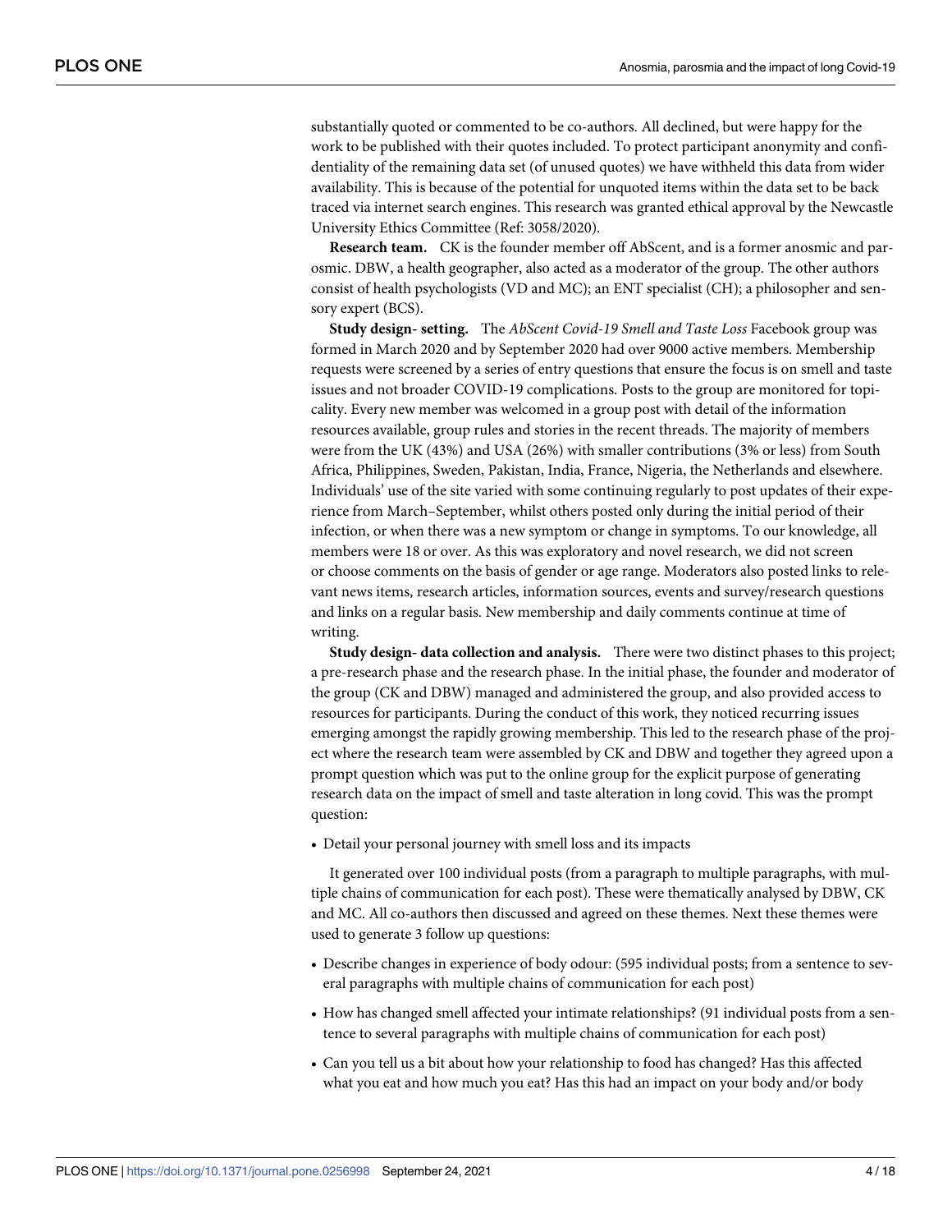substantially quoted or commented to be co-authors. All declined, but were happy for the work to be published with their quotes included. To protect participant anonymity and confidentiality of the remaining data set (of unused quotes) we have withheld this data from wider availability. This is because of the potential for unquoted items within the data set to be back traced via internet search engines. This research was granted ethical approval by the Newcastle University Ethics Committee (Ref: 3058/2020).

**Research team.** CK is the founder member off AbScent, and is a former anosmic and parosmic. DBW, a health geographer, also acted as a moderator of the group. The other authors consist of health psychologists (VD and MC); an ENT specialist (CH); a philosopher and sensory expert (BCS).

**Study design- setting.** The *AbScent Covid-19 Smell and Taste Loss* Facebook group was formed in March 2020 and by September 2020 had over 9000 active members. Membership requests were screened by a series of entry questions that ensure the focus is on smell and taste issues and not broader COVID-19 complications. Posts to the group are monitored for topicality. Every new member was welcomed in a group post with detail of the information resources available, group rules and stories in the recent threads. The majority of members were from the UK (43%) and USA (26%) with smaller contributions (3% or less) from South Africa, Philippines, Sweden, Pakistan, India, France, Nigeria, the Netherlands and elsewhere. Individuals' use of the site varied with some continuing regularly to post updates of their experience from March–September, whilst others posted only during the initial period of their infection, or when there was a new symptom or change in symptoms. To our knowledge, all members were 18 or over. As this was exploratory and novel research, we did not screen or choose comments on the basis of gender or age range. Moderators also posted links to relevant news items, research articles, information sources, events and survey/research questions and links on a regular basis. New membership and daily comments continue at time of writing.

**Study design- data collection and analysis.** There were two distinct phases to this project; a pre-research phase and the research phase. In the initial phase, the founder and moderator of the group (CK and DBW) managed and administered the group, and also provided access to resources for participants. During the conduct of this work, they noticed recurring issues emerging amongst the rapidly growing membership. This led to the research phase of the project where the research team were assembled by CK and DBW and together they agreed upon a prompt question which was put to the online group for the explicit purpose of generating research data on the impact of smell and taste alteration in long covid. This was the prompt question:

- Detail your personal journey with smell loss and its impacts

It generated over 100 individual posts (from a paragraph to multiple paragraphs, with multiple chains of communication for each post). These were thematically analysed by DBW, CK and MC. All co-authors then discussed and agreed on these themes. Next these themes were used to generate 3 follow up questions:

- Describe changes in experience of body odour: (595 individual posts; from a sentence to several paragraphs with multiple chains of communication for each post)
- How has changed smell affected your intimate relationships? (91 individual posts from a sentence to several paragraphs with multiple chains of communication for each post)
- Can you tell us a bit about how your relationship to food has changed? Has this affected what you eat and how much you eat? Has this had an impact on your body and/or body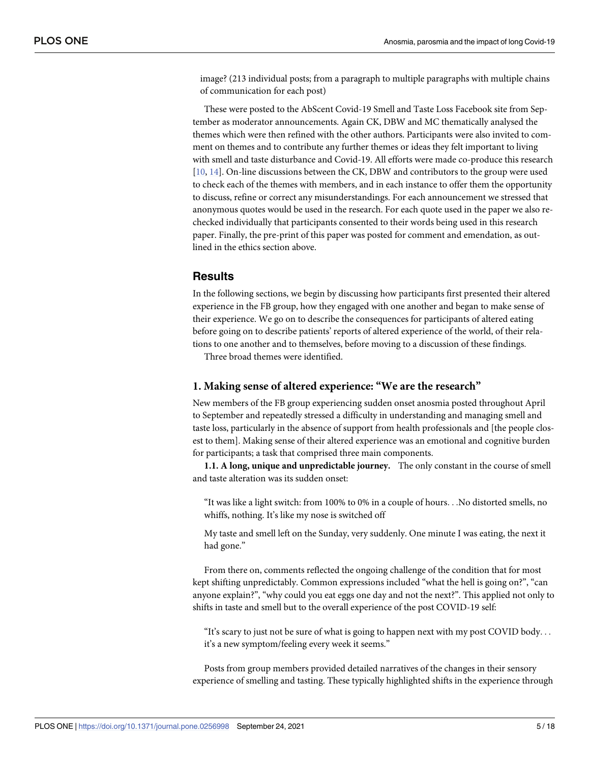image? (213 individual posts; from a paragraph to multiple paragraphs with multiple chains of communication for each post)

These were posted to the AbScent Covid-19 Smell and Taste Loss Facebook site from September as moderator announcements. Again CK, DBW and MC thematically analysed the themes which were then refined with the other authors. Participants were also invited to comment on themes and to contribute any further themes or ideas they felt important to living with smell and taste disturbance and Covid-19. All efforts were made co-produce this research [10, 14]. On-line discussions between the CK, DBW and contributors to the group were used to check each of the themes with members, and in each instance to offer them the opportunity to discuss, refine or correct any misunderstandings. For each announcement we stressed that anonymous quotes would be used in the research. For each quote used in the paper we also re-checked individually that participants consented to their words being used in this research paper. Finally, the pre-print of this paper was posted for comment and emendation, as outlined in the ethics section above.

## Results

In the following sections, we begin by discussing how participants first presented their altered experience in the FB group, how they engaged with one another and began to make sense of their experience. We go on to describe the consequences for participants of altered eating before going on to describe patients' reports of altered experience of the world, of their relations to one another and to themselves, before moving to a discussion of these findings.

Three broad themes were identified.

### 1. Making sense of altered experience: "We are the research"

New members of the FB group experiencing sudden onset anosmia posted throughout April to September and repeatedly stressed a difficulty in understanding and managing smell and taste loss, particularly in the absence of support from health professionals and [the people closest to them]. Making sense of their altered experience was an emotional and cognitive burden for participants; a task that comprised three main components.

**1.1. A long, unique and unpredictable journey.** The only constant in the course of smell and taste alteration was its sudden onset:

> "It was like a light switch: from 100% to 0% in a couple of hours. . .No distorted smells, no whiffs, nothing. It's like my nose is switched off
>
> My taste and smell left on the Sunday, very suddenly. One minute I was eating, the next it had gone."

From there on, comments reflected the ongoing challenge of the condition that for most kept shifting unpredictably. Common expressions included "what the hell is going on?", "can anyone explain?", "why could you eat eggs one day and not the next?". This applied not only to shifts in taste and smell but to the overall experience of the post COVID-19 self:

> "It's scary to just not be sure of what is going to happen next with my post COVID body. . . it's a new symptom/feeling every week it seems."

Posts from group members provided detailed narratives of the changes in their sensory experience of smelling and tasting. These typically highlighted shifts in the experience through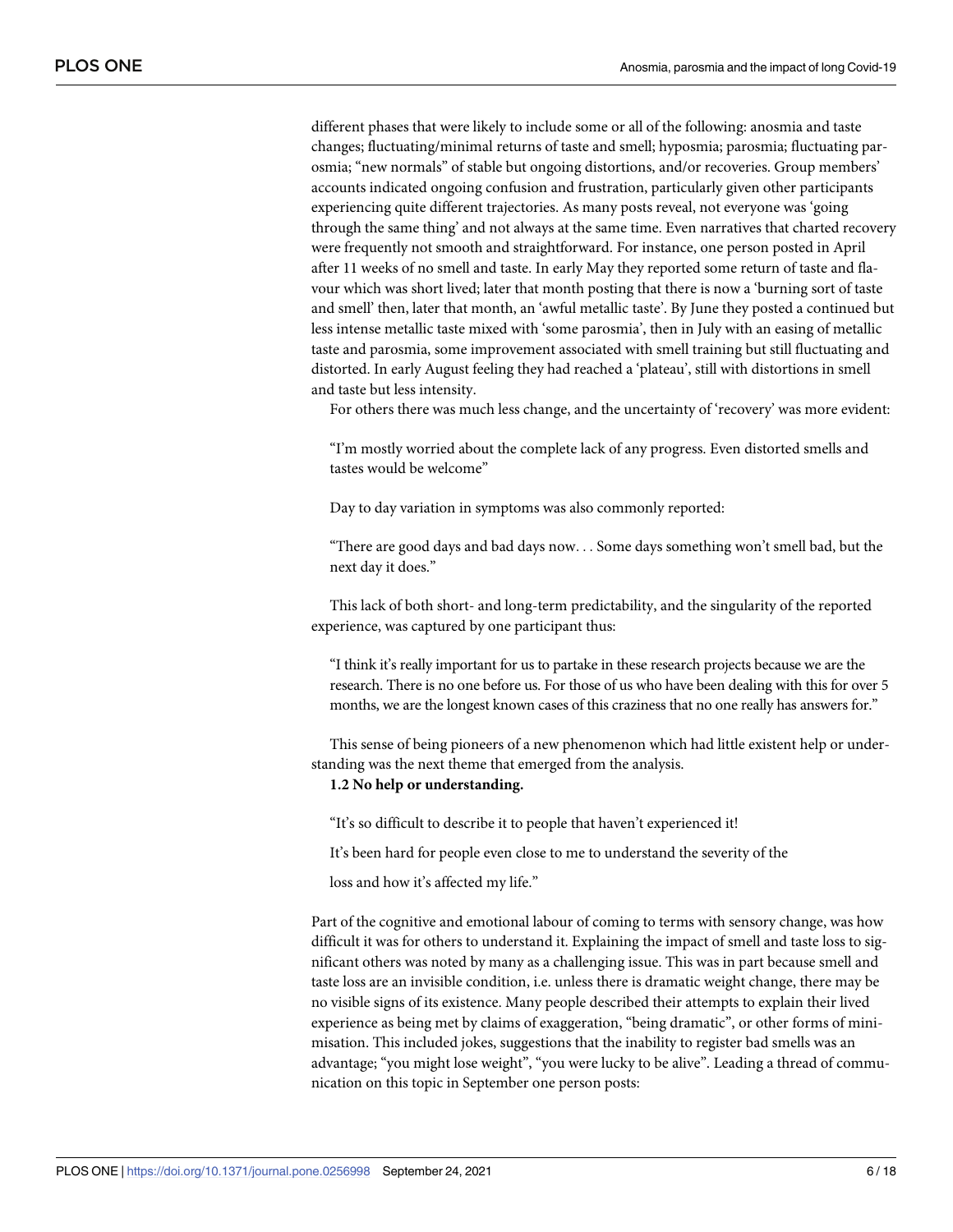different phases that were likely to include some or all of the following: anosmia and taste changes; fluctuating/minimal returns of taste and smell; hyposmia; parosmia; fluctuating parosmia; "new normals" of stable but ongoing distortions, and/or recoveries. Group members' accounts indicated ongoing confusion and frustration, particularly given other participants experiencing quite different trajectories. As many posts reveal, not everyone was 'going through the same thing' and not always at the same time. Even narratives that charted recovery were frequently not smooth and straightforward. For instance, one person posted in April after 11 weeks of no smell and taste. In early May they reported some return of taste and flavour which was short lived; later that month posting that there is now a 'burning sort of taste and smell' then, later that month, an 'awful metallic taste'. By June they posted a continued but less intense metallic taste mixed with 'some parosmia', then in July with an easing of metallic taste and parosmia, some improvement associated with smell training but still fluctuating and distorted. In early August feeling they had reached a 'plateau', still with distortions in smell and taste but less intensity.

For others there was much less change, and the uncertainty of 'recovery' was more evident:

> "I'm mostly worried about the complete lack of any progress. Even distorted smells and tastes would be welcome"

Day to day variation in symptoms was also commonly reported:

> "There are good days and bad days now. . . Some days something won't smell bad, but the next day it does."

This lack of both short- and long-term predictability, and the singularity of the reported experience, was captured by one participant thus:

> "I think it's really important for us to partake in these research projects because we are the research. There is no one before us. For those of us who have been dealing with this for over 5 months, we are the longest known cases of this craziness that no one really has answers for."

This sense of being pioneers of a new phenomenon which had little existent help or understanding was the next theme that emerged from the analysis.

**1.2 No help or understanding.**

> "It's so difficult to describe it to people that haven't experienced it!
>
> It's been hard for people even close to me to understand the severity of the
>
> loss and how it's affected my life."

Part of the cognitive and emotional labour of coming to terms with sensory change, was how difficult it was for others to understand it. Explaining the impact of smell and taste loss to significant others was noted by many as a challenging issue. This was in part because smell and taste loss are an invisible condition, i.e. unless there is dramatic weight change, there may be no visible signs of its existence. Many people described their attempts to explain their lived experience as being met by claims of exaggeration, "being dramatic", or other forms of minimisation. This included jokes, suggestions that the inability to register bad smells was an advantage; "you might lose weight", "you were lucky to be alive". Leading a thread of communication on this topic in September one person posts: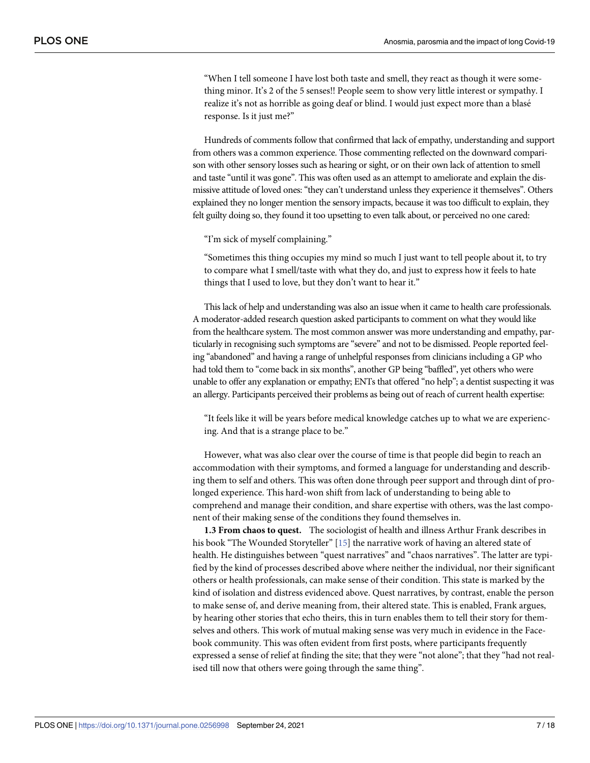> "When I tell someone I have lost both taste and smell, they react as though it were something minor. It's 2 of the 5 senses!! People seem to show very little interest or sympathy. I realize it's not as horrible as going deaf or blind. I would just expect more than a blasé response. Is it just me?"

Hundreds of comments follow that confirmed that lack of empathy, understanding and support from others was a common experience. Those commenting reflected on the downward comparison with other sensory losses such as hearing or sight, or on their own lack of attention to smell and taste "until it was gone". This was often used as an attempt to ameliorate and explain the dismissive attitude of loved ones: "they can't understand unless they experience it themselves". Others explained they no longer mention the sensory impacts, because it was too difficult to explain, they felt guilty doing so, they found it too upsetting to even talk about, or perceived no one cared:

> "I'm sick of myself complaining."

> "Sometimes this thing occupies my mind so much I just want to tell people about it, to try to compare what I smell/taste with what they do, and just to express how it feels to hate things that I used to love, but they don't want to hear it."

This lack of help and understanding was also an issue when it came to health care professionals. A moderator-added research question asked participants to comment on what they would like from the healthcare system. The most common answer was more understanding and empathy, particularly in recognising such symptoms are "severe" and not to be dismissed. People reported feeling "abandoned" and having a range of unhelpful responses from clinicians including a GP who had told them to "come back in six months", another GP being "baffled", yet others who were unable to offer any explanation or empathy; ENTs that offered "no help"; a dentist suspecting it was an allergy. Participants perceived their problems as being out of reach of current health expertise:

> "It feels like it will be years before medical knowledge catches up to what we are experiencing. And that is a strange place to be."

However, what was also clear over the course of time is that people did begin to reach an accommodation with their symptoms, and formed a language for understanding and describing them to self and others. This was often done through peer support and through dint of prolonged experience. This hard-won shift from lack of understanding to being able to comprehend and manage their condition, and share expertise with others, was the last component of their making sense of the conditions they found themselves in.

**1.3 From chaos to quest.** The sociologist of health and illness Arthur Frank describes in his book "The Wounded Storyteller" [15] the narrative work of having an altered state of health. He distinguishes between "quest narratives" and "chaos narratives". The latter are typified by the kind of processes described above where neither the individual, nor their significant others or health professionals, can make sense of their condition. This state is marked by the kind of isolation and distress evidenced above. Quest narratives, by contrast, enable the person to make sense of, and derive meaning from, their altered state. This is enabled, Frank argues, by hearing other stories that echo theirs, this in turn enables them to tell their story for themselves and others. This work of mutual making sense was very much in evidence in the Facebook community. This was often evident from first posts, where participants frequently expressed a sense of relief at finding the site; that they were "not alone"; that they "had not realised till now that others were going through the same thing".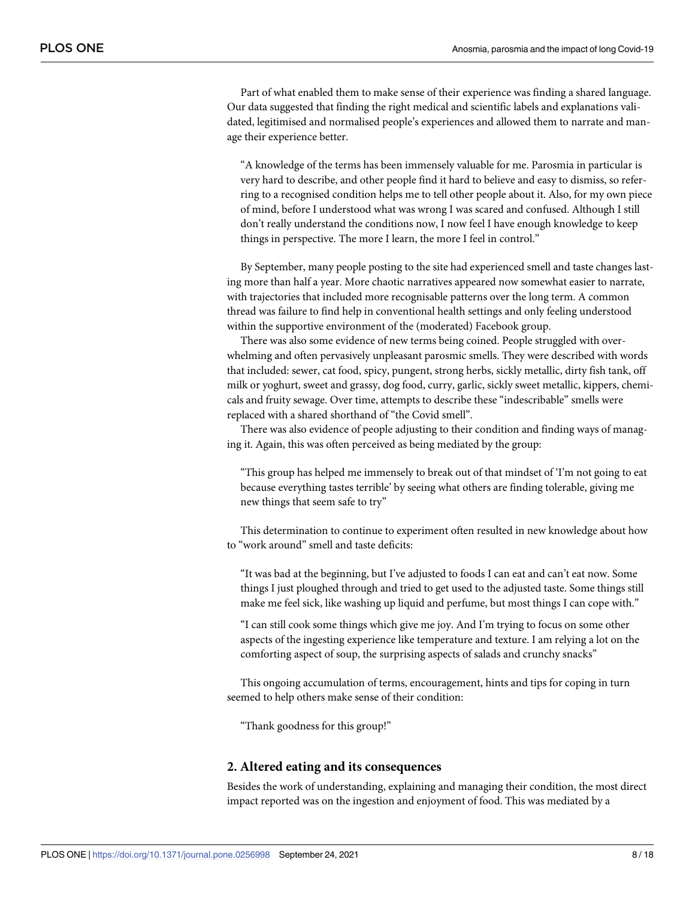Part of what enabled them to make sense of their experience was finding a shared language. Our data suggested that finding the right medical and scientific labels and explanations validated, legitimised and normalised people's experiences and allowed them to narrate and manage their experience better.

> "A knowledge of the terms has been immensely valuable for me. Parosmia in particular is very hard to describe, and other people find it hard to believe and easy to dismiss, so referring to a recognised condition helps me to tell other people about it. Also, for my own piece of mind, before I understood what was wrong I was scared and confused. Although I still don't really understand the conditions now, I now feel I have enough knowledge to keep things in perspective. The more I learn, the more I feel in control."

By September, many people posting to the site had experienced smell and taste changes lasting more than half a year. More chaotic narratives appeared now somewhat easier to narrate, with trajectories that included more recognisable patterns over the long term. A common thread was failure to find help in conventional health settings and only feeling understood within the supportive environment of the (moderated) Facebook group.

There was also some evidence of new terms being coined. People struggled with overwhelming and often pervasively unpleasant parosmic smells. They were described with words that included: sewer, cat food, spicy, pungent, strong herbs, sickly metallic, dirty fish tank, off milk or yoghurt, sweet and grassy, dog food, curry, garlic, sickly sweet metallic, kippers, chemicals and fruity sewage. Over time, attempts to describe these "indescribable" smells were replaced with a shared shorthand of "the Covid smell".

There was also evidence of people adjusting to their condition and finding ways of managing it. Again, this was often perceived as being mediated by the group:

> "This group has helped me immensely to break out of that mindset of 'I'm not going to eat because everything tastes terrible' by seeing what others are finding tolerable, giving me new things that seem safe to try"

This determination to continue to experiment often resulted in new knowledge about how to "work around" smell and taste deficits:

> "It was bad at the beginning, but I've adjusted to foods I can eat and can't eat now. Some things I just ploughed through and tried to get used to the adjusted taste. Some things still make me feel sick, like washing up liquid and perfume, but most things I can cope with."

> "I can still cook some things which give me joy. And I'm trying to focus on some other aspects of the ingesting experience like temperature and texture. I am relying a lot on the comforting aspect of soup, the surprising aspects of salads and crunchy snacks"

This ongoing accumulation of terms, encouragement, hints and tips for coping in turn seemed to help others make sense of their condition:

> "Thank goodness for this group!"

## 2. Altered eating and its consequences

Besides the work of understanding, explaining and managing their condition, the most direct impact reported was on the ingestion and enjoyment of food. This was mediated by a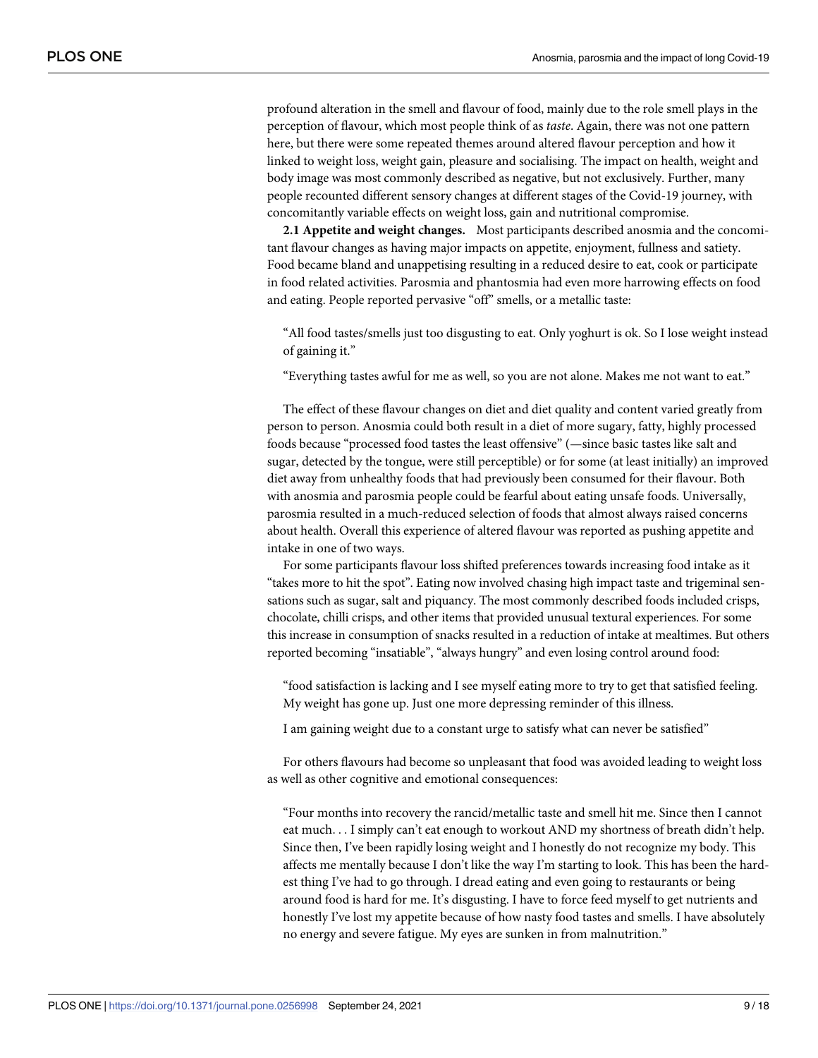profound alteration in the smell and flavour of food, mainly due to the role smell plays in the perception of flavour, which most people think of as *taste*. Again, there was not one pattern here, but there were some repeated themes around altered flavour perception and how it linked to weight loss, weight gain, pleasure and socialising. The impact on health, weight and body image was most commonly described as negative, but not exclusively. Further, many people recounted different sensory changes at different stages of the Covid-19 journey, with concomitantly variable effects on weight loss, gain and nutritional compromise.

**2.1 Appetite and weight changes.** Most participants described anosmia and the concomitant flavour changes as having major impacts on appetite, enjoyment, fullness and satiety. Food became bland and unappetising resulting in a reduced desire to eat, cook or participate in food related activities. Parosmia and phantosmia had even more harrowing effects on food and eating. People reported pervasive "off" smells, or a metallic taste:

> "All food tastes/smells just too disgusting to eat. Only yoghurt is ok. So I lose weight instead of gaining it."
>
> "Everything tastes awful for me as well, so you are not alone. Makes me not want to eat."

The effect of these flavour changes on diet and diet quality and content varied greatly from person to person. Anosmia could both result in a diet of more sugary, fatty, highly processed foods because "processed food tastes the least offensive" (—since basic tastes like salt and sugar, detected by the tongue, were still perceptible) or for some (at least initially) an improved diet away from unhealthy foods that had previously been consumed for their flavour. Both with anosmia and parosmia people could be fearful about eating unsafe foods. Universally, parosmia resulted in a much-reduced selection of foods that almost always raised concerns about health. Overall this experience of altered flavour was reported as pushing appetite and intake in one of two ways.

For some participants flavour loss shifted preferences towards increasing food intake as it "takes more to hit the spot". Eating now involved chasing high impact taste and trigeminal sensations such as sugar, salt and piquancy. The most commonly described foods included crisps, chocolate, chilli crisps, and other items that provided unusual textural experiences. For some this increase in consumption of snacks resulted in a reduction of intake at mealtimes. But others reported becoming "insatiable", "always hungry" and even losing control around food:

> "food satisfaction is lacking and I see myself eating more to try to get that satisfied feeling. My weight has gone up. Just one more depressing reminder of this illness.
>
> I am gaining weight due to a constant urge to satisfy what can never be satisfied"

For others flavours had become so unpleasant that food was avoided leading to weight loss as well as other cognitive and emotional consequences:

> "Four months into recovery the rancid/metallic taste and smell hit me. Since then I cannot eat much. . . I simply can't eat enough to workout AND my shortness of breath didn't help. Since then, I've been rapidly losing weight and I honestly do not recognize my body. This affects me mentally because I don't like the way I'm starting to look. This has been the hardest thing I've had to go through. I dread eating and even going to restaurants or being around food is hard for me. It's disgusting. I have to force feed myself to get nutrients and honestly I've lost my appetite because of how nasty food tastes and smells. I have absolutely no energy and severe fatigue. My eyes are sunken in from malnutrition."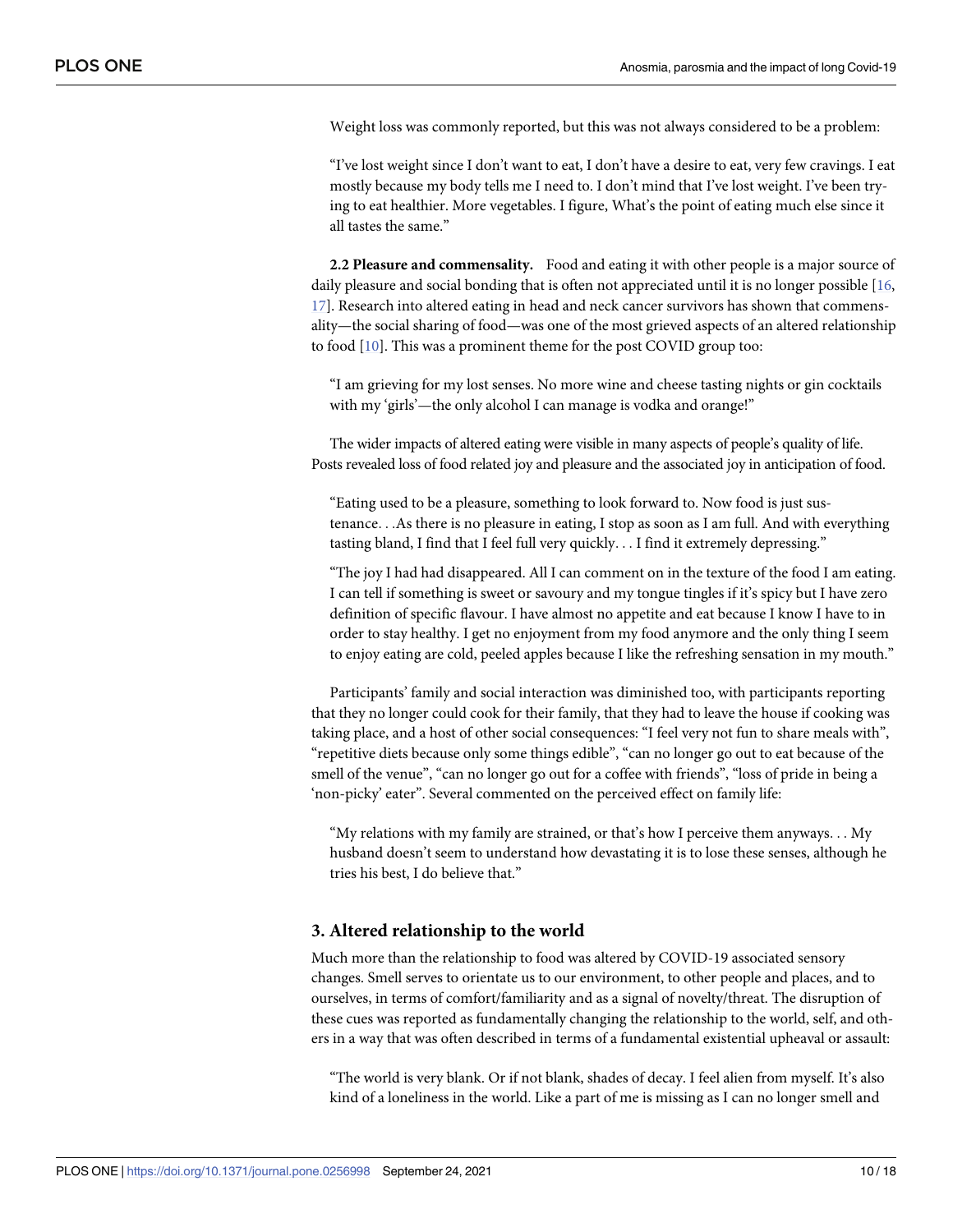Weight loss was commonly reported, but this was not always considered to be a problem:

> "I've lost weight since I don't want to eat, I don't have a desire to eat, very few cravings. I eat mostly because my body tells me I need to. I don't mind that I've lost weight. I've been trying to eat healthier. More vegetables. I figure, What's the point of eating much else since it all tastes the same."

**2.2 Pleasure and commensality.** Food and eating it with other people is a major source of daily pleasure and social bonding that is often not appreciated until it is no longer possible [16, 17]. Research into altered eating in head and neck cancer survivors has shown that commensality—the social sharing of food—was one of the most grieved aspects of an altered relationship to food [10]. This was a prominent theme for the post COVID group too:

> "I am grieving for my lost senses. No more wine and cheese tasting nights or gin cocktails with my 'girls'—the only alcohol I can manage is vodka and orange!"

The wider impacts of altered eating were visible in many aspects of people's quality of life. Posts revealed loss of food related joy and pleasure and the associated joy in anticipation of food.

> "Eating used to be a pleasure, something to look forward to. Now food is just sustenance. . .As there is no pleasure in eating, I stop as soon as I am full. And with everything tasting bland, I find that I feel full very quickly. . . I find it extremely depressing."

> "The joy I had had disappeared. All I can comment on in the texture of the food I am eating. I can tell if something is sweet or savoury and my tongue tingles if it's spicy but I have zero definition of specific flavour. I have almost no appetite and eat because I know I have to in order to stay healthy. I get no enjoyment from my food anymore and the only thing I seem to enjoy eating are cold, peeled apples because I like the refreshing sensation in my mouth."

Participants' family and social interaction was diminished too, with participants reporting that they no longer could cook for their family, that they had to leave the house if cooking was taking place, and a host of other social consequences: "I feel very not fun to share meals with", "repetitive diets because only some things edible", "can no longer go out to eat because of the smell of the venue", "can no longer go out for a coffee with friends", "loss of pride in being a 'non-picky' eater". Several commented on the perceived effect on family life:

> "My relations with my family are strained, or that's how I perceive them anyways. . . My husband doesn't seem to understand how devastating it is to lose these senses, although he tries his best, I do believe that."

## 3. Altered relationship to the world

Much more than the relationship to food was altered by COVID-19 associated sensory changes. Smell serves to orientate us to our environment, to other people and places, and to ourselves, in terms of comfort/familiarity and as a signal of novelty/threat. The disruption of these cues was reported as fundamentally changing the relationship to the world, self, and others in a way that was often described in terms of a fundamental existential upheaval or assault:

> "The world is very blank. Or if not blank, shades of decay. I feel alien from myself. It's also kind of a loneliness in the world. Like a part of me is missing as I can no longer smell and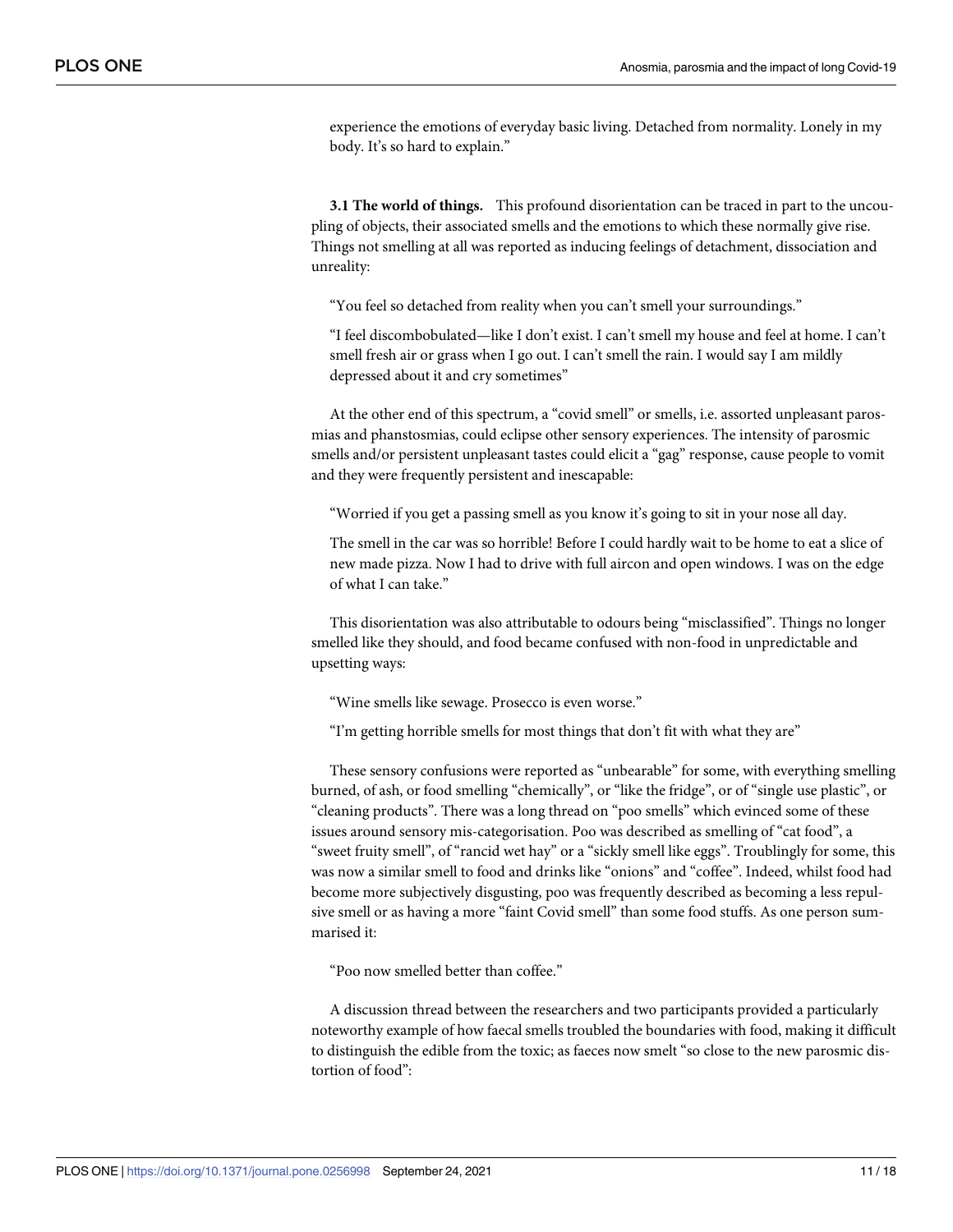experience the emotions of everyday basic living. Detached from normality. Lonely in my body. It's so hard to explain."

**3.1 The world of things.** This profound disorientation can be traced in part to the uncoupling of objects, their associated smells and the emotions to which these normally give rise. Things not smelling at all was reported as inducing feelings of detachment, dissociation and unreality:

> "You feel so detached from reality when you can't smell your surroundings."
>
> "I feel discombobulated—like I don't exist. I can't smell my house and feel at home. I can't smell fresh air or grass when I go out. I can't smell the rain. I would say I am mildly depressed about it and cry sometimes"

At the other end of this spectrum, a "covid smell" or smells, i.e. assorted unpleasant parosmias and phanstosmias, could eclipse other sensory experiences. The intensity of parosmic smells and/or persistent unpleasant tastes could elicit a "gag" response, cause people to vomit and they were frequently persistent and inescapable:

> "Worried if you get a passing smell as you know it's going to sit in your nose all day.
>
> The smell in the car was so horrible! Before I could hardly wait to be home to eat a slice of new made pizza. Now I had to drive with full aircon and open windows. I was on the edge of what I can take."

This disorientation was also attributable to odours being "misclassified". Things no longer smelled like they should, and food became confused with non-food in unpredictable and upsetting ways:

> "Wine smells like sewage. Prosecco is even worse."
>
> "I'm getting horrible smells for most things that don't fit with what they are"

These sensory confusions were reported as "unbearable" for some, with everything smelling burned, of ash, or food smelling "chemically", or "like the fridge", or of "single use plastic", or "cleaning products". There was a long thread on "poo smells" which evinced some of these issues around sensory mis-categorisation. Poo was described as smelling of "cat food", a "sweet fruity smell", of "rancid wet hay" or a "sickly smell like eggs". Troublingly for some, this was now a similar smell to food and drinks like "onions" and "coffee". Indeed, whilst food had become more subjectively disgusting, poo was frequently described as becoming a less repulsive smell or as having a more "faint Covid smell" than some food stuffs. As one person summarised it:

> "Poo now smelled better than coffee."

A discussion thread between the researchers and two participants provided a particularly noteworthy example of how faecal smells troubled the boundaries with food, making it difficult to distinguish the edible from the toxic; as faeces now smelt "so close to the new parosmic distortion of food":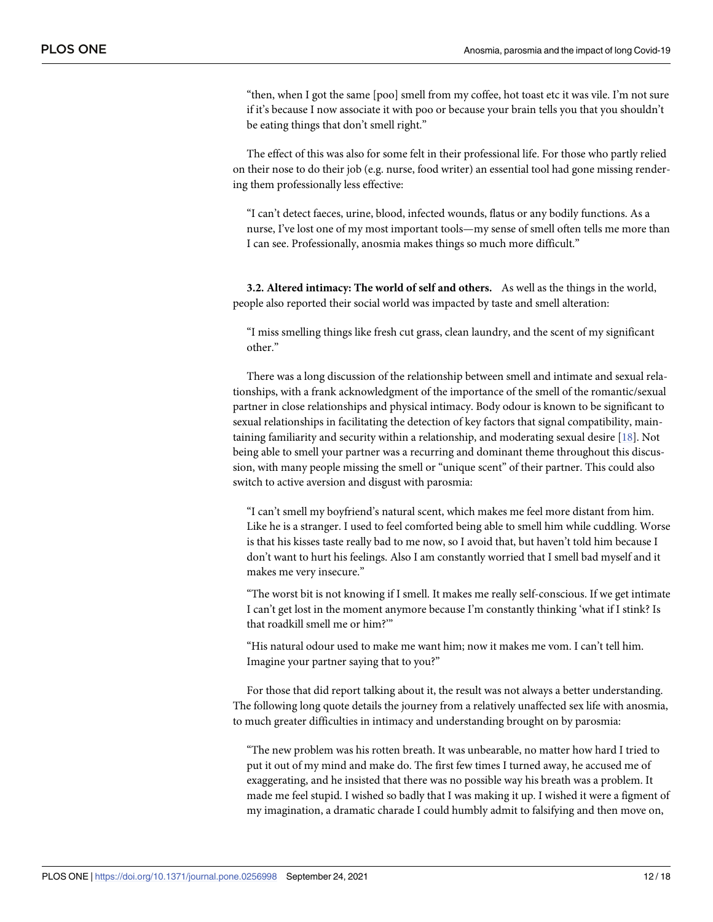"then, when I got the same [poo] smell from my coffee, hot toast etc it was vile. I'm not sure if it's because I now associate it with poo or because your brain tells you that you shouldn't be eating things that don't smell right."

The effect of this was also for some felt in their professional life. For those who partly relied on their nose to do their job (e.g. nurse, food writer) an essential tool had gone missing rendering them professionally less effective:

"I can't detect faeces, urine, blood, infected wounds, flatus or any bodily functions. As a nurse, I've lost one of my most important tools—my sense of smell often tells me more than I can see. Professionally, anosmia makes things so much more difficult."

**3.2. Altered intimacy: The world of self and others.** As well as the things in the world, people also reported their social world was impacted by taste and smell alteration:

"I miss smelling things like fresh cut grass, clean laundry, and the scent of my significant other."

There was a long discussion of the relationship between smell and intimate and sexual relationships, with a frank acknowledgment of the importance of the smell of the romantic/sexual partner in close relationships and physical intimacy. Body odour is known to be significant to sexual relationships in facilitating the detection of key factors that signal compatibility, maintaining familiarity and security within a relationship, and moderating sexual desire [18]. Not being able to smell your partner was a recurring and dominant theme throughout this discussion, with many people missing the smell or "unique scent" of their partner. This could also switch to active aversion and disgust with parosmia:

"I can't smell my boyfriend's natural scent, which makes me feel more distant from him. Like he is a stranger. I used to feel comforted being able to smell him while cuddling. Worse is that his kisses taste really bad to me now, so I avoid that, but haven't told him because I don't want to hurt his feelings. Also I am constantly worried that I smell bad myself and it makes me very insecure."

"The worst bit is not knowing if I smell. It makes me really self-conscious. If we get intimate I can't get lost in the moment anymore because I'm constantly thinking 'what if I stink? Is that roadkill smell me or him?'"

"His natural odour used to make me want him; now it makes me vom. I can't tell him. Imagine your partner saying that to you?"

For those that did report talking about it, the result was not always a better understanding. The following long quote details the journey from a relatively unaffected sex life with anosmia, to much greater difficulties in intimacy and understanding brought on by parosmia:

"The new problem was his rotten breath. It was unbearable, no matter how hard I tried to put it out of my mind and make do. The first few times I turned away, he accused me of exaggerating, and he insisted that there was no possible way his breath was a problem. It made me feel stupid. I wished so badly that I was making it up. I wished it were a figment of my imagination, a dramatic charade I could humbly admit to falsifying and then move on,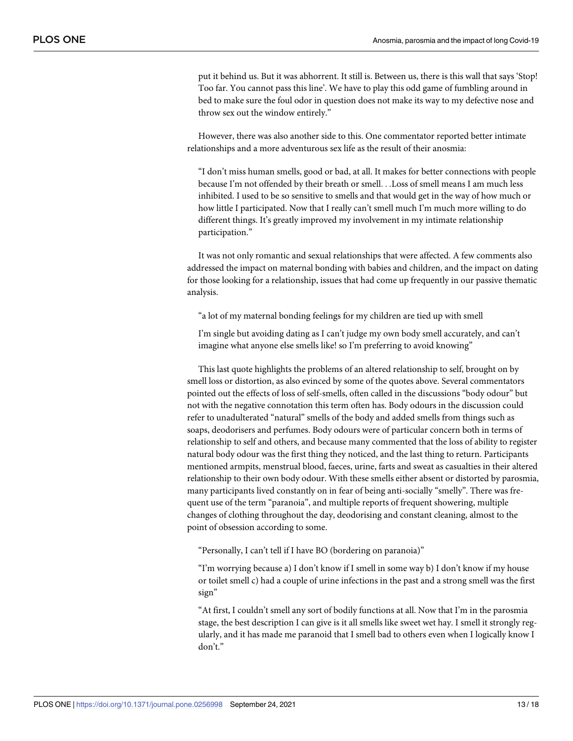put it behind us. But it was abhorrent. It still is. Between us, there is this wall that says 'Stop! Too far. You cannot pass this line'. We have to play this odd game of fumbling around in bed to make sure the foul odor in question does not make its way to my defective nose and throw sex out the window entirely."

However, there was also another side to this. One commentator reported better intimate relationships and a more adventurous sex life as the result of their anosmia:

> "I don't miss human smells, good or bad, at all. It makes for better connections with people because I'm not offended by their breath or smell. . .Loss of smell means I am much less inhibited. I used to be so sensitive to smells and that would get in the way of how much or how little I participated. Now that I really can't smell much I'm much more willing to do different things. It's greatly improved my involvement in my intimate relationship participation."

It was not only romantic and sexual relationships that were affected. A few comments also addressed the impact on maternal bonding with babies and children, and the impact on dating for those looking for a relationship, issues that had come up frequently in our passive thematic analysis.

> "a lot of my maternal bonding feelings for my children are tied up with smell
>
> I'm single but avoiding dating as I can't judge my own body smell accurately, and can't imagine what anyone else smells like! so I'm preferring to avoid knowing"

This last quote highlights the problems of an altered relationship to self, brought on by smell loss or distortion, as also evinced by some of the quotes above. Several commentators pointed out the effects of loss of self-smells, often called in the discussions "body odour" but not with the negative connotation this term often has. Body odours in the discussion could refer to unadulterated "natural" smells of the body and added smells from things such as soaps, deodorisers and perfumes. Body odours were of particular concern both in terms of relationship to self and others, and because many commented that the loss of ability to register natural body odour was the first thing they noticed, and the last thing to return. Participants mentioned armpits, menstrual blood, faeces, urine, farts and sweat as casualties in their altered relationship to their own body odour. With these smells either absent or distorted by parosmia, many participants lived constantly on in fear of being anti-socially "smelly". There was frequent use of the term "paranoia", and multiple reports of frequent showering, multiple changes of clothing throughout the day, deodorising and constant cleaning, almost to the point of obsession according to some.

> "Personally, I can't tell if I have BO (bordering on paranoia)"

> "I'm worrying because a) I don't know if I smell in some way b) I don't know if my house or toilet smell c) had a couple of urine infections in the past and a strong smell was the first sign"

> "At first, I couldn't smell any sort of bodily functions at all. Now that I'm in the parosmia stage, the best description I can give is it all smells like sweet wet hay. I smell it strongly regularly, and it has made me paranoid that I smell bad to others even when I logically know I don't."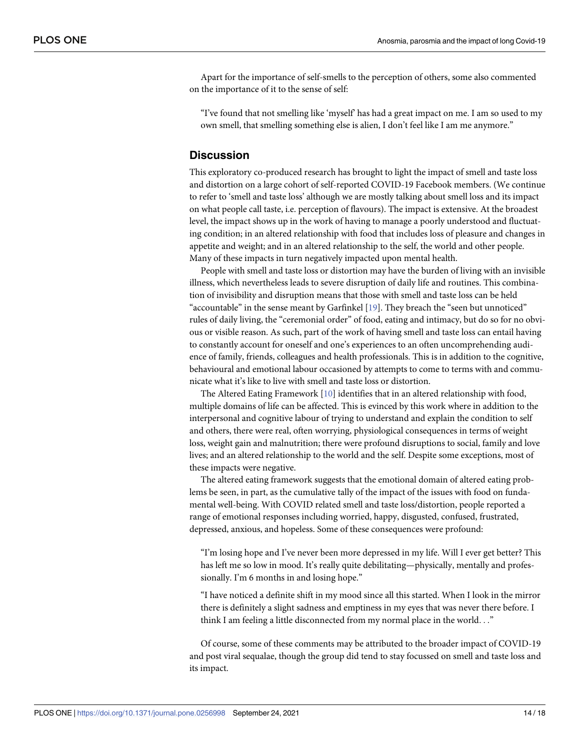Apart for the importance of self-smells to the perception of others, some also commented on the importance of it to the sense of self:

> "I've found that not smelling like 'myself' has had a great impact on me. I am so used to my own smell, that smelling something else is alien, I don't feel like I am me anymore."

## Discussion

This exploratory co-produced research has brought to light the impact of smell and taste loss and distortion on a large cohort of self-reported COVID-19 Facebook members. (We continue to refer to 'smell and taste loss' although we are mostly talking about smell loss and its impact on what people call taste, i.e. perception of flavours). The impact is extensive. At the broadest level, the impact shows up in the work of having to manage a poorly understood and fluctuating condition; in an altered relationship with food that includes loss of pleasure and changes in appetite and weight; and in an altered relationship to the self, the world and other people. Many of these impacts in turn negatively impacted upon mental health.

People with smell and taste loss or distortion may have the burden of living with an invisible illness, which nevertheless leads to severe disruption of daily life and routines. This combination of invisibility and disruption means that those with smell and taste loss can be held "accountable" in the sense meant by Garfinkel [19]. They breach the "seen but unnoticed" rules of daily living, the "ceremonial order" of food, eating and intimacy, but do so for no obvious or visible reason. As such, part of the work of having smell and taste loss can entail having to constantly account for oneself and one's experiences to an often uncomprehending audience of family, friends, colleagues and health professionals. This is in addition to the cognitive, behavioural and emotional labour occasioned by attempts to come to terms with and communicate what it's like to live with smell and taste loss or distortion.

The Altered Eating Framework [10] identifies that in an altered relationship with food, multiple domains of life can be affected. This is evinced by this work where in addition to the interpersonal and cognitive labour of trying to understand and explain the condition to self and others, there were real, often worrying, physiological consequences in terms of weight loss, weight gain and malnutrition; there were profound disruptions to social, family and love lives; and an altered relationship to the world and the self. Despite some exceptions, most of these impacts were negative.

The altered eating framework suggests that the emotional domain of altered eating problems be seen, in part, as the cumulative tally of the impact of the issues with food on fundamental well-being. With COVID related smell and taste loss/distortion, people reported a range of emotional responses including worried, happy, disgusted, confused, frustrated, depressed, anxious, and hopeless. Some of these consequences were profound:

> "I'm losing hope and I've never been more depressed in my life. Will I ever get better? This has left me so low in mood. It's really quite debilitating—physically, mentally and professionally. I'm 6 months in and losing hope."

> "I have noticed a definite shift in my mood since all this started. When I look in the mirror there is definitely a slight sadness and emptiness in my eyes that was never there before. I think I am feeling a little disconnected from my normal place in the world. . ."

Of course, some of these comments may be attributed to the broader impact of COVID-19 and post viral sequalae, though the group did tend to stay focussed on smell and taste loss and its impact.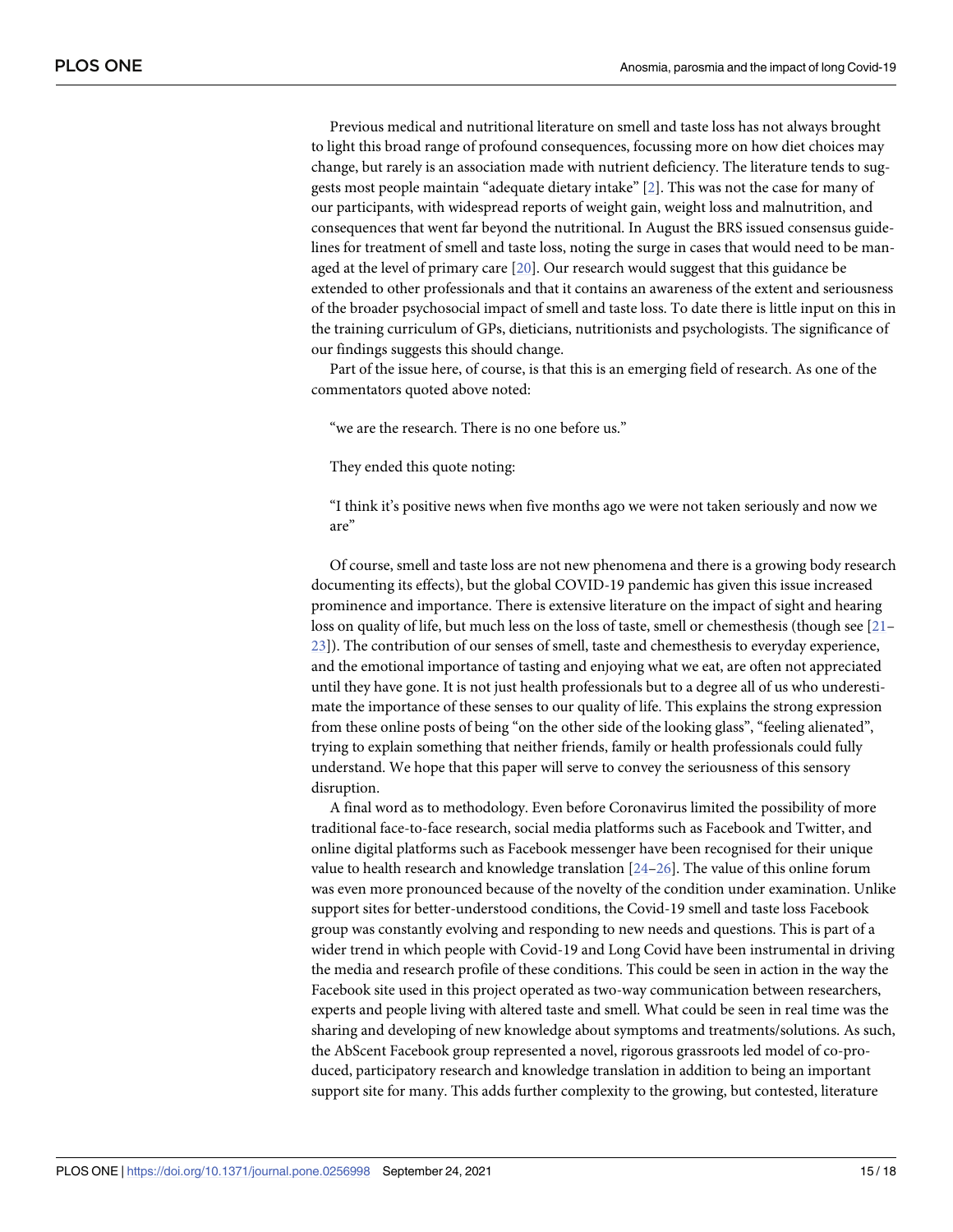Previous medical and nutritional literature on smell and taste loss has not always brought to light this broad range of profound consequences, focussing more on how diet choices may change, but rarely is an association made with nutrient deficiency. The literature tends to suggests most people maintain "adequate dietary intake" [2]. This was not the case for many of our participants, with widespread reports of weight gain, weight loss and malnutrition, and consequences that went far beyond the nutritional. In August the BRS issued consensus guidelines for treatment of smell and taste loss, noting the surge in cases that would need to be managed at the level of primary care [20]. Our research would suggest that this guidance be extended to other professionals and that it contains an awareness of the extent and seriousness of the broader psychosocial impact of smell and taste loss. To date there is little input on this in the training curriculum of GPs, dieticians, nutritionists and psychologists. The significance of our findings suggests this should change.

Part of the issue here, of course, is that this is an emerging field of research. As one of the commentators quoted above noted:

> "we are the research. There is no one before us."

They ended this quote noting:

> "I think it's positive news when five months ago we were not taken seriously and now we are"

Of course, smell and taste loss are not new phenomena and there is a growing body research documenting its effects), but the global COVID-19 pandemic has given this issue increased prominence and importance. There is extensive literature on the impact of sight and hearing loss on quality of life, but much less on the loss of taste, smell or chemesthesis (though see [21–23]). The contribution of our senses of smell, taste and chemesthesis to everyday experience, and the emotional importance of tasting and enjoying what we eat, are often not appreciated until they have gone. It is not just health professionals but to a degree all of us who underestimate the importance of these senses to our quality of life. This explains the strong expression from these online posts of being "on the other side of the looking glass", "feeling alienated", trying to explain something that neither friends, family or health professionals could fully understand. We hope that this paper will serve to convey the seriousness of this sensory disruption.

A final word as to methodology. Even before Coronavirus limited the possibility of more traditional face-to-face research, social media platforms such as Facebook and Twitter, and online digital platforms such as Facebook messenger have been recognised for their unique value to health research and knowledge translation [24–26]. The value of this online forum was even more pronounced because of the novelty of the condition under examination. Unlike support sites for better-understood conditions, the Covid-19 smell and taste loss Facebook group was constantly evolving and responding to new needs and questions. This is part of a wider trend in which people with Covid-19 and Long Covid have been instrumental in driving the media and research profile of these conditions. This could be seen in action in the way the Facebook site used in this project operated as two-way communication between researchers, experts and people living with altered taste and smell. What could be seen in real time was the sharing and developing of new knowledge about symptoms and treatments/solutions. As such, the AbScent Facebook group represented a novel, rigorous grassroots led model of co-produced, participatory research and knowledge translation in addition to being an important support site for many. This adds further complexity to the growing, but contested, literature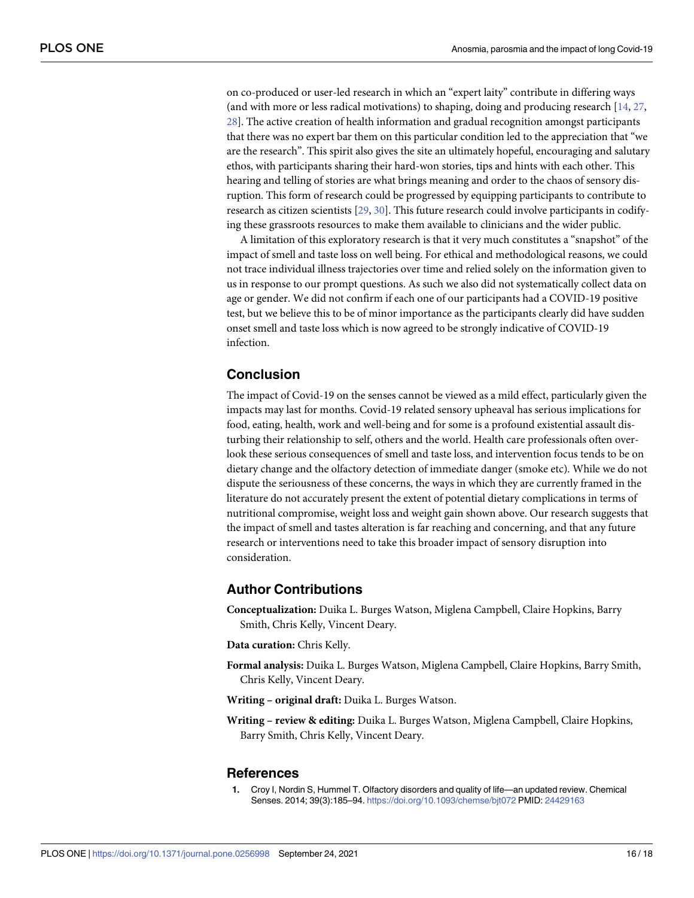on co-produced or user-led research in which an "expert laity" contribute in differing ways (and with more or less radical motivations) to shaping, doing and producing research [14, 27, 28]. The active creation of health information and gradual recognition amongst participants that there was no expert bar them on this particular condition led to the appreciation that "we are the research". This spirit also gives the site an ultimately hopeful, encouraging and salutary ethos, with participants sharing their hard-won stories, tips and hints with each other. This hearing and telling of stories are what brings meaning and order to the chaos of sensory disruption. This form of research could be progressed by equipping participants to contribute to research as citizen scientists [29, 30]. This future research could involve participants in codifying these grassroots resources to make them available to clinicians and the wider public.

A limitation of this exploratory research is that it very much constitutes a "snapshot" of the impact of smell and taste loss on well being. For ethical and methodological reasons, we could not trace individual illness trajectories over time and relied solely on the information given to us in response to our prompt questions. As such we also did not systematically collect data on age or gender. We did not confirm if each one of our participants had a COVID-19 positive test, but we believe this to be of minor importance as the participants clearly did have sudden onset smell and taste loss which is now agreed to be strongly indicative of COVID-19 infection.

## Conclusion

The impact of Covid-19 on the senses cannot be viewed as a mild effect, particularly given the impacts may last for months. Covid-19 related sensory upheaval has serious implications for food, eating, health, work and well-being and for some is a profound existential assault disturbing their relationship to self, others and the world. Health care professionals often overlook these serious consequences of smell and taste loss, and intervention focus tends to be on dietary change and the olfactory detection of immediate danger (smoke etc). While we do not dispute the seriousness of these concerns, the ways in which they are currently framed in the literature do not accurately present the extent of potential dietary complications in terms of nutritional compromise, weight loss and weight gain shown above. Our research suggests that the impact of smell and tastes alteration is far reaching and concerning, and that any future research or interventions need to take this broader impact of sensory disruption into consideration.

## Author Contributions

**Conceptualization:** Duika L. Burges Watson, Miglena Campbell, Claire Hopkins, Barry Smith, Chris Kelly, Vincent Deary.

**Data curation:** Chris Kelly.

**Formal analysis:** Duika L. Burges Watson, Miglena Campbell, Claire Hopkins, Barry Smith, Chris Kelly, Vincent Deary.

**Writing – original draft:** Duika L. Burges Watson.

**Writing – review & editing:** Duika L. Burges Watson, Miglena Campbell, Claire Hopkins, Barry Smith, Chris Kelly, Vincent Deary.

## References

1. Croy I, Nordin S, Hummel T. Olfactory disorders and quality of life—an updated review. Chemical Senses. 2014; 39(3):185–94. https://doi.org/10.1093/chemse/bjt072 PMID: 24429163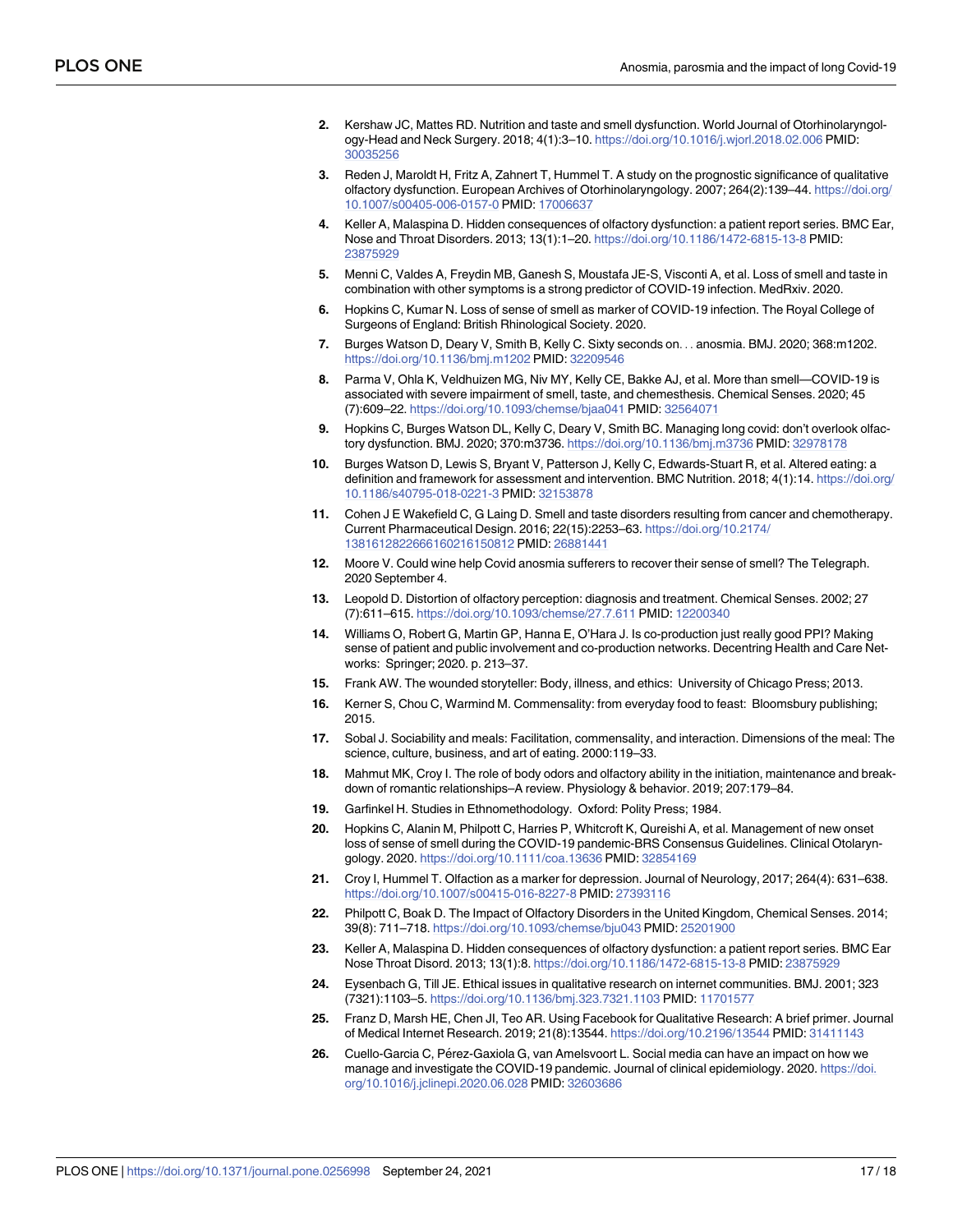2. Kershaw JC, Mattes RD. Nutrition and taste and smell dysfunction. World Journal of Otorhinolaryngology-Head and Neck Surgery. 2018; 4(1):3–10. https://doi.org/10.1016/j.wjorl.2018.02.006 PMID: 30035256
3. Reden J, Maroldt H, Fritz A, Zahnert T, Hummel T. A study on the prognostic significance of qualitative olfactory dysfunction. European Archives of Otorhinolaryngology. 2007; 264(2):139–44. https://doi.org/10.1007/s00405-006-0157-0 PMID: 17006637
4. Keller A, Malaspina D. Hidden consequences of olfactory dysfunction: a patient report series. BMC Ear, Nose and Throat Disorders. 2013; 13(1):1–20. https://doi.org/10.1186/1472-6815-13-8 PMID: 23875929
5. Menni C, Valdes A, Freydin MB, Ganesh S, Moustafa JE-S, Visconti A, et al. Loss of smell and taste in combination with other symptoms is a strong predictor of COVID-19 infection. MedRxiv. 2020.
6. Hopkins C, Kumar N. Loss of sense of smell as marker of COVID-19 infection. The Royal College of Surgeons of England: British Rhinological Society. 2020.
7. Burges Watson D, Deary V, Smith B, Kelly C. Sixty seconds on. . . anosmia. BMJ. 2020; 368:m1202. https://doi.org/10.1136/bmj.m1202 PMID: 32209546
8. Parma V, Ohla K, Veldhuizen MG, Niv MY, Kelly CE, Bakke AJ, et al. More than smell—COVID-19 is associated with severe impairment of smell, taste, and chemesthesis. Chemical Senses. 2020; 45 (7):609–22. https://doi.org/10.1093/chemse/bjaa041 PMID: 32564071
9. Hopkins C, Burges Watson DL, Kelly C, Deary V, Smith BC. Managing long covid: don't overlook olfactory dysfunction. BMJ. 2020; 370:m3736. https://doi.org/10.1136/bmj.m3736 PMID: 32978178
10. Burges Watson D, Lewis S, Bryant V, Patterson J, Kelly C, Edwards-Stuart R, et al. Altered eating: a definition and framework for assessment and intervention. BMC Nutrition. 2018; 4(1):14. https://doi.org/10.1186/s40795-018-0221-3 PMID: 32153878
11. Cohen J E Wakefield C, G Laing D. Smell and taste disorders resulting from cancer and chemotherapy. Current Pharmaceutical Design. 2016; 22(15):2253–63. https://doi.org/10.2174/1381612822666160216150812 PMID: 26881441
12. Moore V. Could wine help Covid anosmia sufferers to recover their sense of smell? The Telegraph. 2020 September 4.
13. Leopold D. Distortion of olfactory perception: diagnosis and treatment. Chemical Senses. 2002; 27 (7):611–615. https://doi.org/10.1093/chemse/27.7.611 PMID: 12200340
14. Williams O, Robert G, Martin GP, Hanna E, O'Hara J. Is co-production just really good PPI? Making sense of patient and public involvement and co-production networks. Decentring Health and Care Networks: Springer; 2020. p. 213–37.
15. Frank AW. The wounded storyteller: Body, illness, and ethics: University of Chicago Press; 2013.
16. Kerner S, Chou C, Warmind M. Commensality: from everyday food to feast: Bloomsbury publishing; 2015.
17. Sobal J. Sociability and meals: Facilitation, commensality, and interaction. Dimensions of the meal: The science, culture, business, and art of eating. 2000:119–33.
18. Mahmut MK, Croy I. The role of body odors and olfactory ability in the initiation, maintenance and breakdown of romantic relationships–A review. Physiology & behavior. 2019; 207:179–84.
19. Garfinkel H. Studies in Ethnomethodology. Oxford: Polity Press; 1984.
20. Hopkins C, Alanin M, Philpott C, Harries P, Whitcroft K, Qureishi A, et al. Management of new onset loss of sense of smell during the COVID-19 pandemic-BRS Consensus Guidelines. Clinical Otolaryngology. 2020. https://doi.org/10.1111/coa.13636 PMID: 32854169
21. Croy I, Hummel T. Olfaction as a marker for depression. Journal of Neurology, 2017; 264(4): 631–638. https://doi.org/10.1007/s00415-016-8227-8 PMID: 27393116
22. Philpott C, Boak D. The Impact of Olfactory Disorders in the United Kingdom, Chemical Senses. 2014; 39(8): 711–718. https://doi.org/10.1093/chemse/bju043 PMID: 25201900
23. Keller A, Malaspina D. Hidden consequences of olfactory dysfunction: a patient report series. BMC Ear Nose Throat Disord. 2013; 13(1):8. https://doi.org/10.1186/1472-6815-13-8 PMID: 23875929
24. Eysenbach G, Till JE. Ethical issues in qualitative research on internet communities. BMJ. 2001; 323 (7321):1103–5. https://doi.org/10.1136/bmj.323.7321.1103 PMID: 11701577
25. Franz D, Marsh HE, Chen JI, Teo AR. Using Facebook for Qualitative Research: A brief primer. Journal of Medical Internet Research. 2019; 21(8):13544. https://doi.org/10.2196/13544 PMID: 31411143
26. Cuello-Garcia C, Pérez-Gaxiola G, van Amelsvoort L. Social media can have an impact on how we manage and investigate the COVID-19 pandemic. Journal of clinical epidemiology. 2020. https://doi.org/10.1016/j.jclinepi.2020.06.028 PMID: 32603686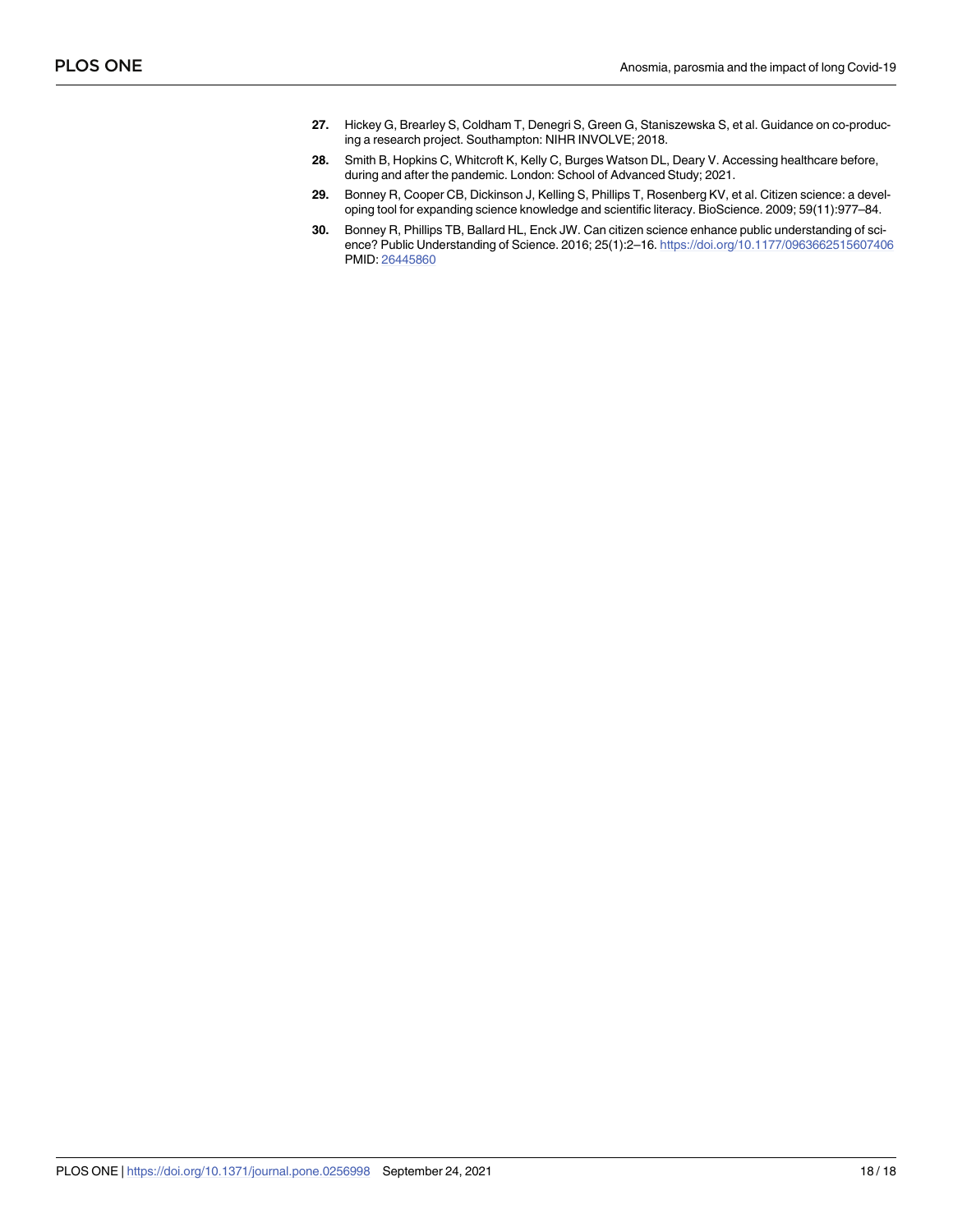27. Hickey G, Brearley S, Coldham T, Denegri S, Green G, Staniszewska S, et al. Guidance on co-producing a research project. Southampton: NIHR INVOLVE; 2018.
28. Smith B, Hopkins C, Whitcroft K, Kelly C, Burges Watson DL, Deary V. Accessing healthcare before, during and after the pandemic. London: School of Advanced Study; 2021.
29. Bonney R, Cooper CB, Dickinson J, Kelling S, Phillips T, Rosenberg KV, et al. Citizen science: a developing tool for expanding science knowledge and scientific literacy. BioScience. 2009; 59(11):977–84.
30. Bonney R, Phillips TB, Ballard HL, Enck JW. Can citizen science enhance public understanding of science? Public Understanding of Science. 2016; 25(1):2–16. https://doi.org/10.1177/0963662515607406 PMID: 26445860